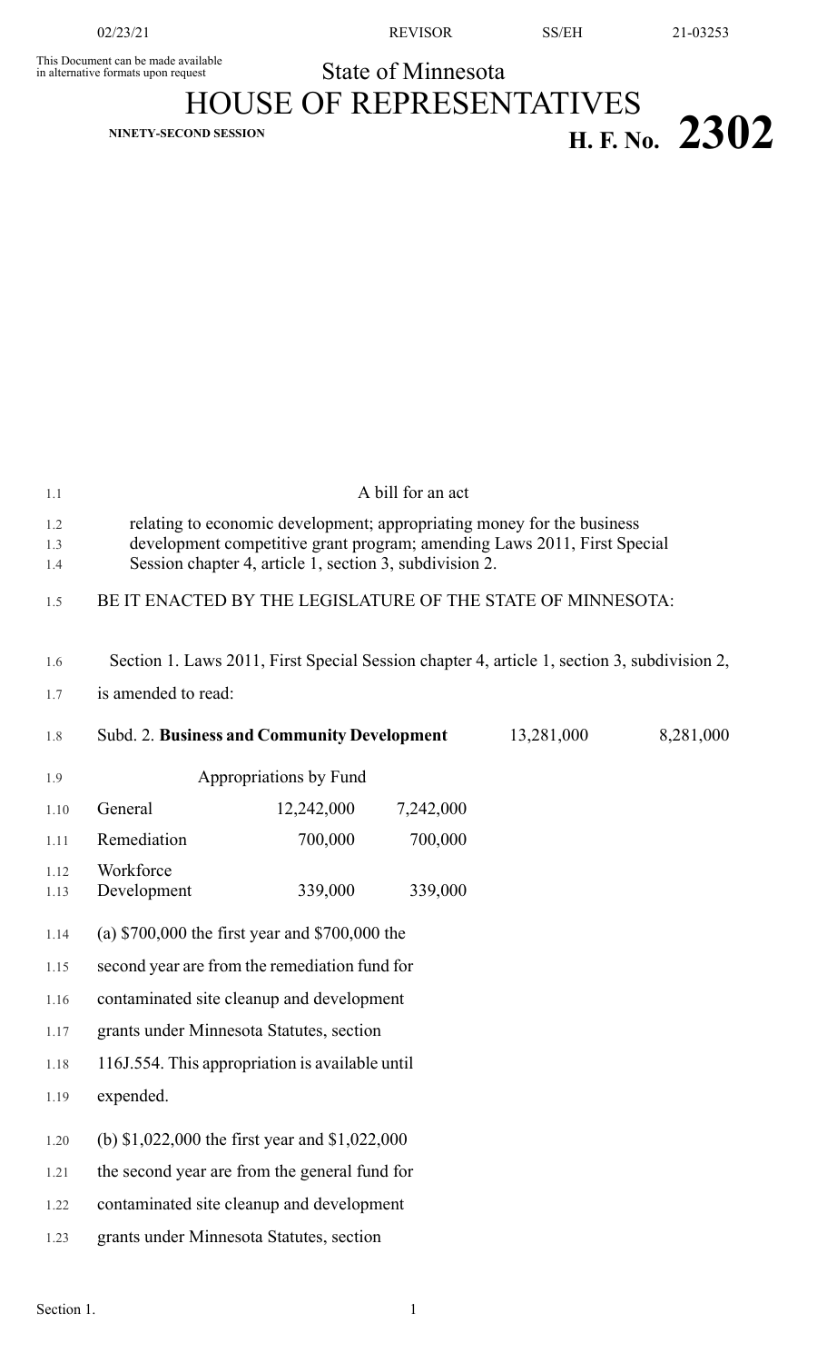This Document can be made available in alternative formats upon request

State of Minnesota

# HOUSE OF REPRESENTATIVES

**NINETY-SECOND SESSION**

# H. F. No. 2302

A bill for an act

relating to economic development; appropriating money for the business development competitive grant program; amending Laws 2011, First Special Session chapter 4, article 1, section 3, subdivision 2.

BE IT ENACTED BY THE LEGISLATURE OF THE STATE OF MINNESOTA:

Section 1. Laws 2011, First Special Session chapter 4, article 1, section 3, subdivision 2, is amended to read:

| Subd. 2. **Business and Community Development** | | | 13,281,000 | 8,281,000 |
|---|---|---|---|---|
| Appropriations by Fund | | | | |
| General | 12,242,000 | 7,242,000 | | |
| Remediation | 700,000 | 700,000 | | |
| Workforce Development | 339,000 | 339,000 | | |

(a) $700,000 the first year and $700,000 the second year are from the remediation fund for contaminated site cleanup and development grants under Minnesota Statutes, section 116J.554. This appropriation is available until expended.

(b) $1,022,000 the first year and $1,022,000 the second year are from the general fund for contaminated site cleanup and development grants under Minnesota Statutes, section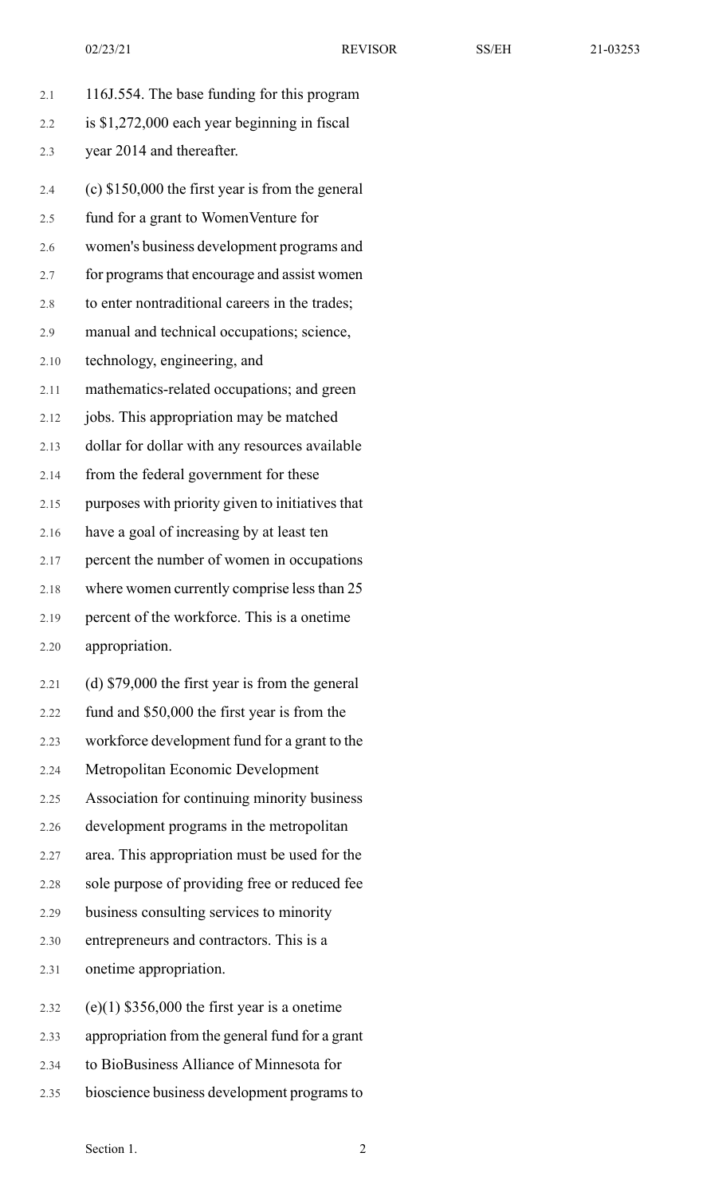116J.554. The base funding for this program is $1,272,000 each year beginning in fiscal year 2014 and thereafter.

(c) $150,000 the first year is from the general fund for a grant to WomenVenture for women's business development programs and for programs that encourage and assist women to enter nontraditional careers in the trades; manual and technical occupations; science, technology, engineering, and mathematics-related occupations; and green jobs. This appropriation may be matched dollar for dollar with any resources available from the federal government for these purposes with priority given to initiatives that have a goal of increasing by at least ten percent the number of women in occupations where women currently comprise less than 25 percent of the workforce. This is a onetime appropriation.

(d) $79,000 the first year is from the general fund and $50,000 the first year is from the workforce development fund for a grant to the Metropolitan Economic Development Association for continuing minority business development programs in the metropolitan area. This appropriation must be used for the sole purpose of providing free or reduced fee business consulting services to minority entrepreneurs and contractors. This is a onetime appropriation.

(e)(1) $356,000 the first year is a onetime appropriation from the general fund for a grant to BioBusiness Alliance of Minnesota for bioscience business development programs to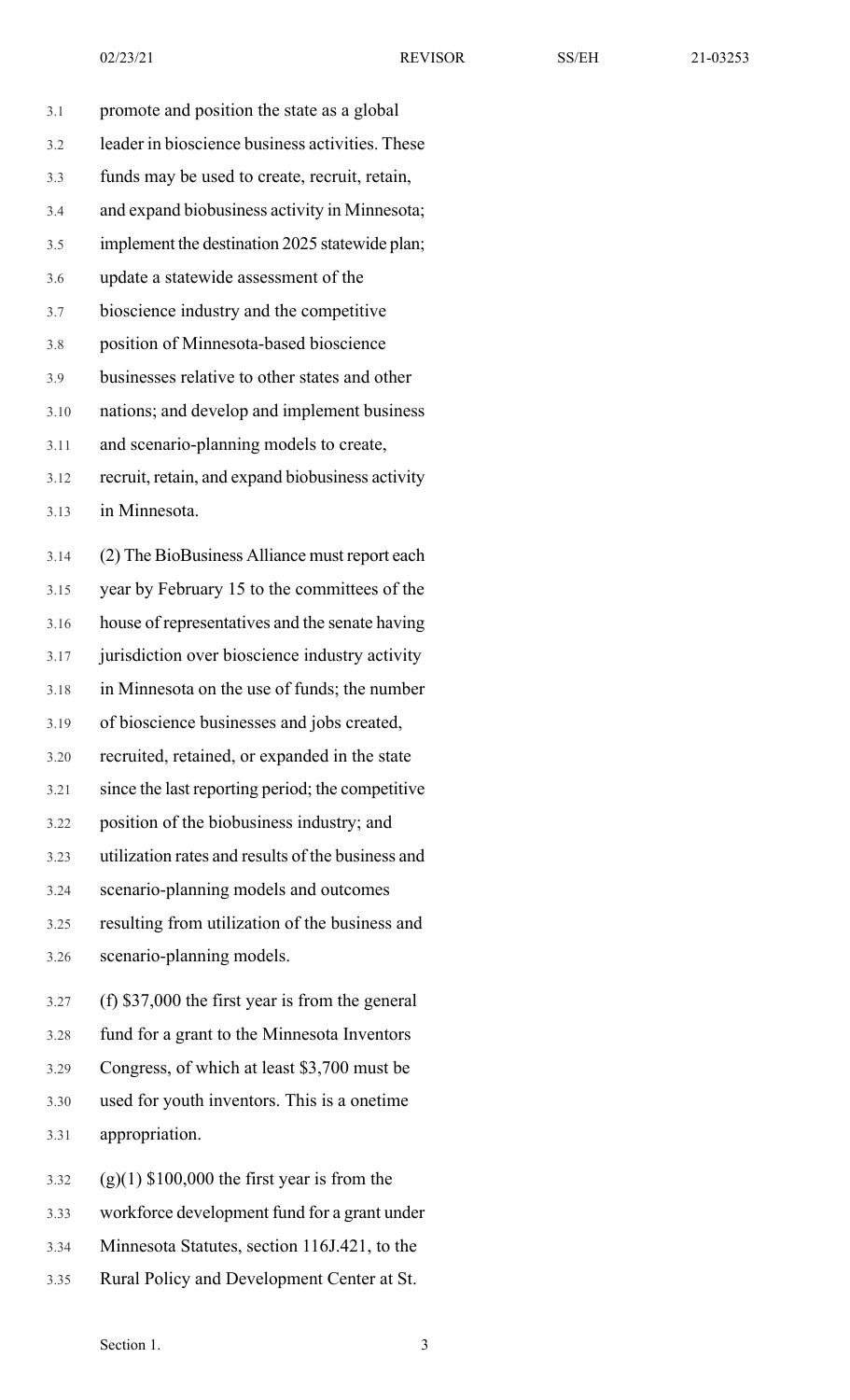promote and position the state as a global leader in bioscience business activities. These funds may be used to create, recruit, retain, and expand biobusiness activity in Minnesota; implement the destination 2025 statewide plan; update a statewide assessment of the bioscience industry and the competitive position of Minnesota-based bioscience businesses relative to other states and other nations; and develop and implement business and scenario-planning models to create, recruit, retain, and expand biobusiness activity in Minnesota.

(2) The BioBusiness Alliance must report each year by February 15 to the committees of the house of representatives and the senate having jurisdiction over bioscience industry activity in Minnesota on the use of funds; the number of bioscience businesses and jobs created, recruited, retained, or expanded in the state since the last reporting period; the competitive position of the biobusiness industry; and utilization rates and results of the business and scenario-planning models and outcomes resulting from utilization of the business and scenario-planning models.

(f) $37,000 the first year is from the general fund for a grant to the Minnesota Inventors Congress, of which at least $3,700 must be used for youth inventors. This is a onetime appropriation.

(g)(1) $100,000 the first year is from the workforce development fund for a grant under Minnesota Statutes, section 116J.421, to the Rural Policy and Development Center at St.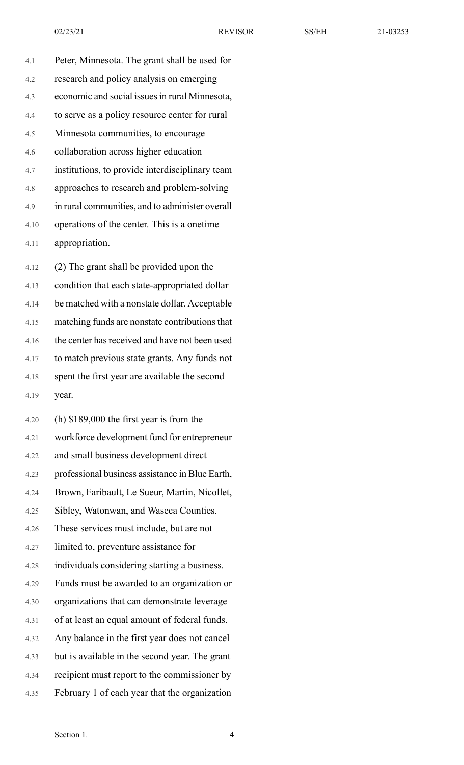Peter, Minnesota. The grant shall be used for research and policy analysis on emerging economic and social issues in rural Minnesota, to serve as a policy resource center for rural Minnesota communities, to encourage collaboration across higher education institutions, to provide interdisciplinary team approaches to research and problem-solving in rural communities, and to administer overall operations of the center. This is a onetime appropriation.

(2) The grant shall be provided upon the condition that each state-appropriated dollar be matched with a nonstate dollar. Acceptable matching funds are nonstate contributions that the center has received and have not been used to match previous state grants. Any funds not spent the first year are available the second year.

(h) $189,000 the first year is from the workforce development fund for entrepreneur and small business development direct professional business assistance in Blue Earth, Brown, Faribault, Le Sueur, Martin, Nicollet, Sibley, Watonwan, and Waseca Counties. These services must include, but are not limited to, preventure assistance for individuals considering starting a business. Funds must be awarded to an organization or organizations that can demonstrate leverage of at least an equal amount of federal funds. Any balance in the first year does not cancel but is available in the second year. The grant recipient must report to the commissioner by February 1 of each year that the organization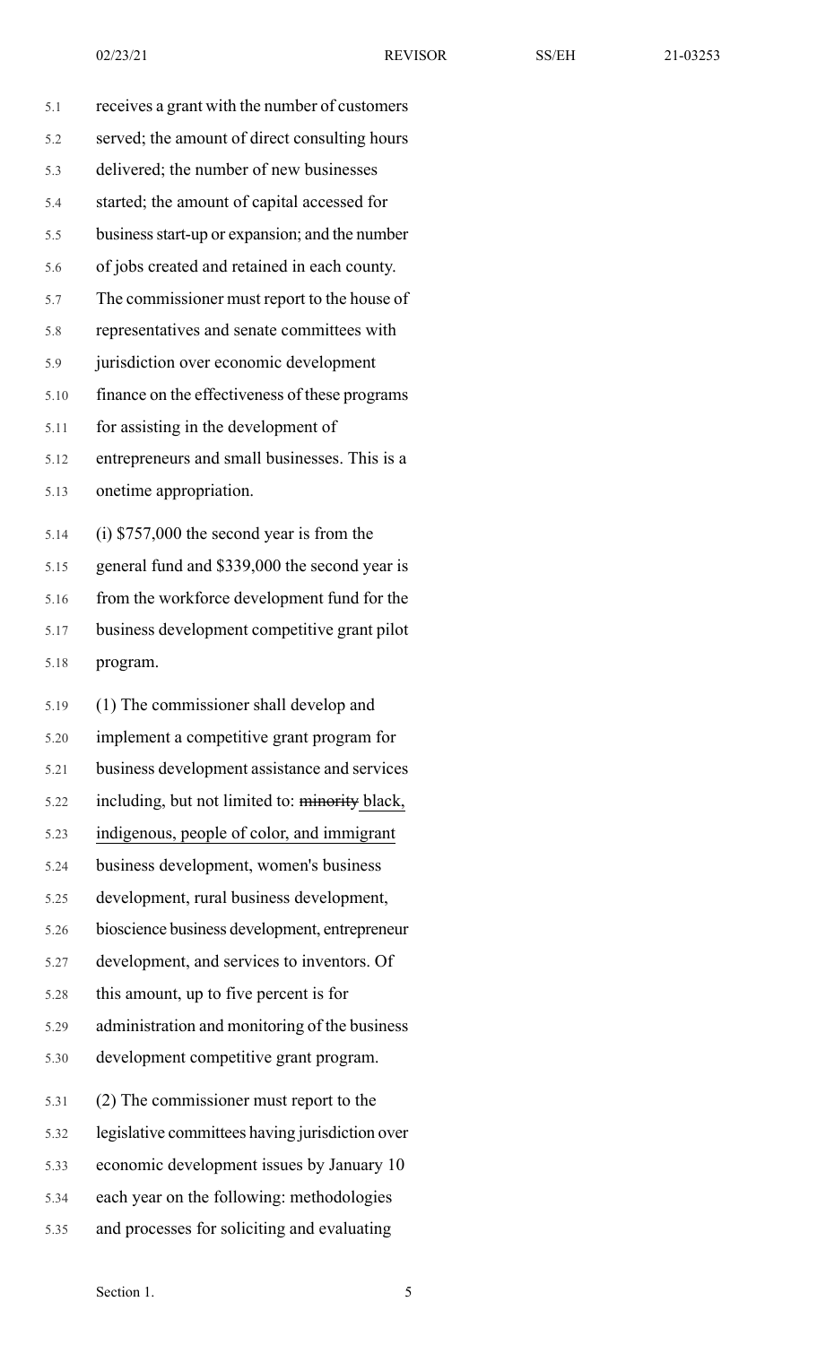receives a grant with the number of customers served; the amount of direct consulting hours delivered; the number of new businesses started; the amount of capital accessed for business start-up or expansion; and the number of jobs created and retained in each county. The commissioner must report to the house of representatives and senate committees with jurisdiction over economic development finance on the effectiveness of these programs for assisting in the development of entrepreneurs and small businesses. This is a onetime appropriation.

(i) $757,000 the second year is from the general fund and $339,000 the second year is from the workforce development fund for the business development competitive grant pilot program.

(1) The commissioner shall develop and implement a competitive grant program for business development assistance and services including, but not limited to: ~~minority~~ black, indigenous, people of color, and immigrant business development, women's business development, rural business development, bioscience business development, entrepreneur development, and services to inventors. Of this amount, up to five percent is for administration and monitoring of the business development competitive grant program.

(2) The commissioner must report to the legislative committees having jurisdiction over economic development issues by January 10 each year on the following: methodologies and processes for soliciting and evaluating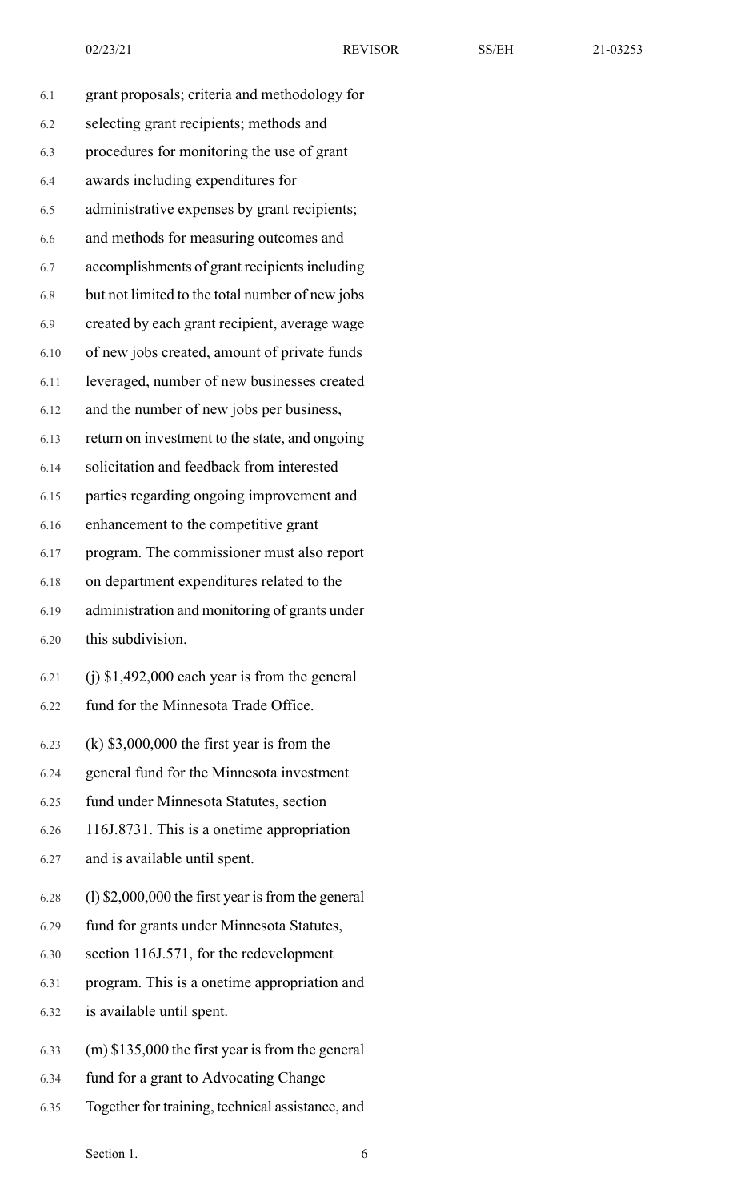grant proposals; criteria and methodology for selecting grant recipients; methods and procedures for monitoring the use of grant awards including expenditures for administrative expenses by grant recipients; and methods for measuring outcomes and accomplishments of grant recipients including but not limited to the total number of new jobs created by each grant recipient, average wage of new jobs created, amount of private funds leveraged, number of new businesses created and the number of new jobs per business, return on investment to the state, and ongoing solicitation and feedback from interested parties regarding ongoing improvement and enhancement to the competitive grant program. The commissioner must also report on department expenditures related to the administration and monitoring of grants under this subdivision.

(j) $1,492,000 each year is from the general fund for the Minnesota Trade Office.

(k) $3,000,000 the first year is from the general fund for the Minnesota investment fund under Minnesota Statutes, section 116J.8731. This is a onetime appropriation and is available until spent.

(l) $2,000,000 the first year is from the general fund for grants under Minnesota Statutes, section 116J.571, for the redevelopment program. This is a onetime appropriation and is available until spent.

(m) $135,000 the first year is from the general fund for a grant to Advocating Change Together for training, technical assistance, and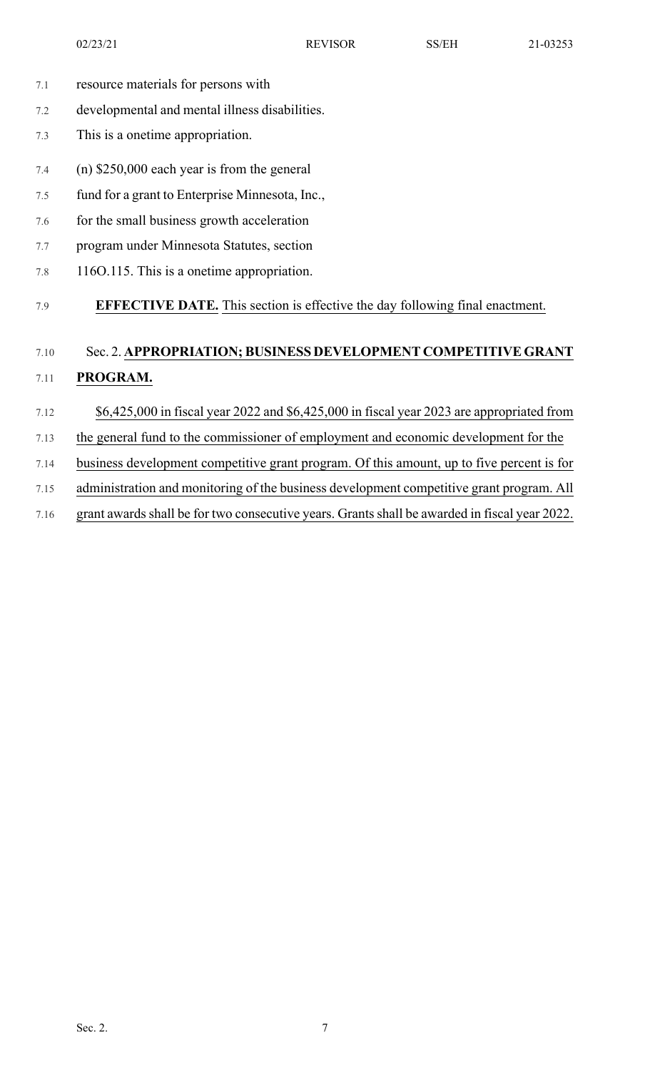resource materials for persons with developmental and mental illness disabilities. This is a onetime appropriation.

(n) $250,000 each year is from the general fund for a grant to Enterprise Minnesota, Inc., for the small business growth acceleration program under Minnesota Statutes, section 116O.115. This is a onetime appropriation.

**EFFECTIVE DATE.** This section is effective the day following final enactment.

Sec. 2. **APPROPRIATION; BUSINESS DEVELOPMENT COMPETITIVE GRANT PROGRAM.**

$6,425,000 in fiscal year 2022 and $6,425,000 in fiscal year 2023 are appropriated from the general fund to the commissioner of employment and economic development for the business development competitive grant program. Of this amount, up to five percent is for administration and monitoring of the business development competitive grant program. All grant awards shall be for two consecutive years. Grants shall be awarded in fiscal year 2022.